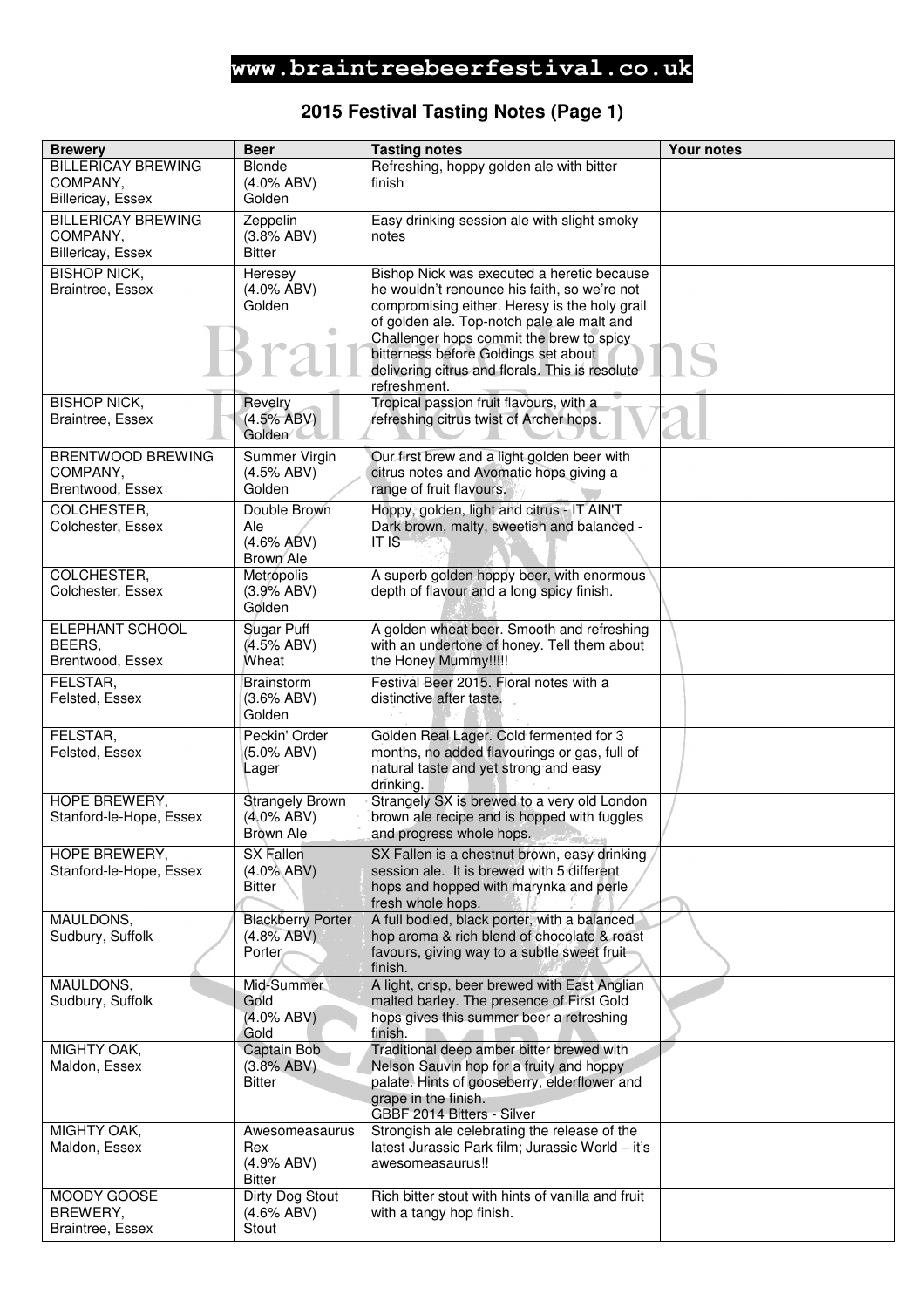**www.braintreebeerfestival.co.uk**

## 2015 Festival Tasting Notes (Page 1)

| Brewery | Beer | Tasting notes | Your notes |
|---|---|---|---|
| BILLERICAY BREWING COMPANY, Billericay, Essex | Blonde (4.0% ABV) Golden | Refreshing, hoppy golden ale with bitter finish | |
| BILLERICAY BREWING COMPANY, Billericay, Essex | Zeppelin (3.8% ABV) Bitter | Easy drinking session ale with slight smoky notes | |
| BISHOP NICK, Braintree, Essex | Heresey (4.0% ABV) Golden | Bishop Nick was executed a heretic because he wouldn't renounce his faith, so we're not compromising either. Heresy is the holy grail of golden ale. Top-notch pale ale malt and Challenger hops commit the brew to spicy bitterness before Goldings set about delivering citrus and florals. This is resolute refreshment. | |
| BISHOP NICK, Braintree, Essex | Revelry (4.5% ABV) Golden | Tropical passion fruit flavours, with a refreshing citrus twist of Archer hops. | |
| BRENTWOOD BREWING COMPANY, Brentwood, Essex | Summer Virgin (4.5% ABV) Golden | Our first brew and a light golden beer with citrus notes and Avomatic hops giving a range of fruit flavours. | |
| COLCHESTER, Colchester, Essex | Double Brown Ale (4.6% ABV) Brown Ale | Hoppy, golden, light and citrus - IT AIN'T Dark brown, malty, sweetish and balanced - IT IS | |
| COLCHESTER, Colchester, Essex | Metropolis (3.9% ABV) Golden | A superb golden hoppy beer, with enormous depth of flavour and a long spicy finish. | |
| ELEPHANT SCHOOL BEERS, Brentwood, Essex | Sugar Puff (4.5% ABV) Wheat | A golden wheat beer. Smooth and refreshing with an undertone of honey. Tell them about the Honey Mummy!!!!! | |
| FELSTAR, Felsted, Essex | Brainstorm (3.6% ABV) Golden | Festival Beer 2015. Floral notes with a distinctive after taste. | |
| FELSTAR, Felsted, Essex | Peckin' Order (5.0% ABV) Lager | Golden Real Lager. Cold fermented for 3 months, no added flavourings or gas, full of natural taste and yet strong and easy drinking. | |
| HOPE BREWERY, Stanford-le-Hope, Essex | Strangely Brown (4.0% ABV) Brown Ale | Strangely SX is brewed to a very old London brown ale recipe and is hopped with fuggles and progress whole hops. | |
| HOPE BREWERY, Stanford-le-Hope, Essex | SX Fallen (4.0% ABV) Bitter | SX Fallen is a chestnut brown, easy drinking session ale. It is brewed with 5 different hops and hopped with marynka and perle fresh whole hops. | |
| MAULDONS, Sudbury, Suffolk | Blackberry Porter (4.8% ABV) Porter | A full bodied, black porter, with a balanced hop aroma & rich blend of chocolate & roast favours, giving way to a subtle sweet fruit finish. | |
| MAULDONS, Sudbury, Suffolk | Mid-Summer Gold (4.0% ABV) Gold | A light, crisp, beer brewed with East Anglian malted barley. The presence of First Gold hops gives this summer beer a refreshing finish. | |
| MIGHTY OAK, Maldon, Essex | Captain Bob (3.8% ABV) Bitter | Traditional deep amber bitter brewed with Nelson Sauvin hop for a fruity and hoppy palate. Hints of gooseberry, elderflower and grape in the finish. GBBF 2014 Bitters - Silver | |
| MIGHTY OAK, Maldon, Essex | Awesomeasaurus Rex (4.9% ABV) Bitter | Strongish ale celebrating the release of the latest Jurassic Park film; Jurassic World – it's awesomeasaurus!! | |
| MOODY GOOSE BREWERY, Braintree, Essex | Dirty Dog Stout (4.6% ABV) Stout | Rich bitter stout with hints of vanilla and fruit with a tangy hop finish. | |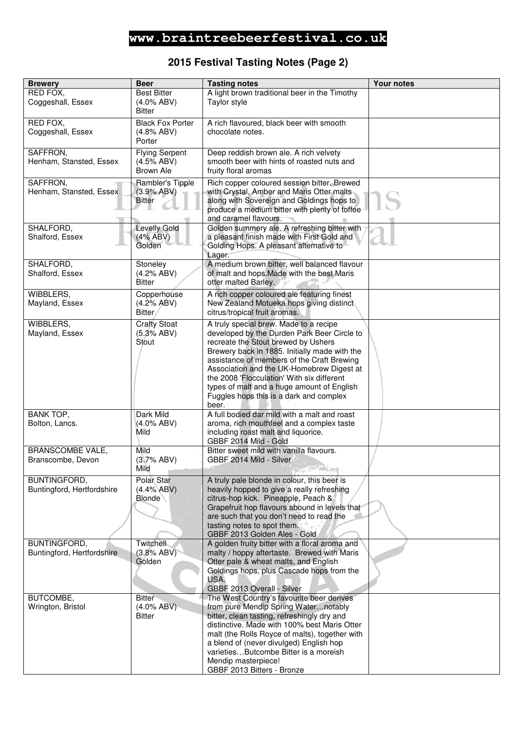**www.braintreebeerfestival.co.uk**

## 2015 Festival Tasting Notes (Page 2)

| Brewery | Beer | Tasting notes | Your notes |
|---|---|---|---|
| RED FOX, Coggeshall, Essex | Best Bitter (4.0% ABV) Bitter | A light brown traditional beer in the Timothy Taylor style | |
| RED FOX, Coggeshall, Essex | Black Fox Porter (4.8% ABV) Porter | A rich flavoured, black beer with smooth chocolate notes. | |
| SAFFRON, Henham, Stansted, Essex | Flying Serpent (4.5% ABV) Brown Ale | Deep reddish brown ale. A rich velvety smooth beer with hints of roasted nuts and fruity floral aromas | |
| SAFFRON, Henham, Stansted, Essex | Rambler's Tipple (3.9% ABV) Bitter | Rich copper coloured session bitter. Brewed with Crystal, Amber and Maris Otter malts along with Sovereign and Goldings hops to produce a medium bitter with plenty of toffee and caramel flavours. | |
| SHALFORD, Shalford, Essex | Levelly Gold (4% ABV) Golden | Golden summery ale. A refreshing bitter with a pleasant finish made with First Gold and Golding Hops. A pleasant alternative to Lager. | |
| SHALFORD, Shalford, Essex | Stoneley (4.2% ABV) Bitter | A medium brown bitter, well balanced flavour of malt and hops.Made with the best Maris otter malted Barley. | |
| WIBBLERS, Mayland, Essex | Copperhouse (4.2% ABV) Bitter | A rich copper coloured ale featuring finest New Zealand Motueka hops giving distinct citrus/tropical fruit aromas. | |
| WIBBLERS, Mayland, Essex | Crafty Stoat (5.3% ABV) Stout | A truly special brew. Made to a recipe developed by the Durden Park Beer Circle to recreate the Stout brewed by Ushers Brewery back in 1885. Initially made with the assistance of members of the Craft Brewing Association and the UK-Homebrew Digest at the 2008 'Flocculation' With six different types of malt and a huge amount of English Fuggles hops this is a dark and complex beer. | |
| BANK TOP, Bolton, Lancs. | Dark Mild (4.0% ABV) Mild | A full bodied dar mild with a malt and roast aroma, rich mouthfeel and a complex taste including roast malt and liquorice. GBBF 2014 Mild - Gold | |
| BRANSCOMBE VALE, Branscombe, Devon | Mild (3.7% ABV) Mild | Bitter sweet mild with vanilla flavours. GBBF 2014 Mild - Silver | |
| BUNTINGFORD, Buntingford, Hertfordshire | Polar Star (4.4% ABV) Blonde | A truly pale blonde in colour, this beer is heavily hopped to give a really refreshing citrus-hop kick. Pineapple, Peach & Grapefruit hop flavours abound in levels that are such that you don't need to read the tasting notes to spot them. GBBF 2013 Golden Ales - Gold | |
| BUNTINGFORD, Buntingford, Hertfordshire | Twitchell (3.8% ABV) Golden | A golden fruity bitter with a floral aroma and malty / hoppy aftertaste. Brewed with Maris Otter pale & wheat malts, and English Goldings hops, plus Cascade hops from the USA. GBBF 2013 Overall - Silver | |
| BUTCOMBE, Wrington, Bristol | Bitter (4.0% ABV) Bitter | The West Country's favourite beer derives from pure Mendip Spring Water…notably bitter, clean tasting, refreshingly dry and distinctive. Made with 100% best Maris Otter malt (the Rolls Royce of malts), together with a blend of (never divulged) English hop varieties…Butcombe Bitter is a moreish Mendip masterpiece! GBBF 2013 Bitters - Bronze | |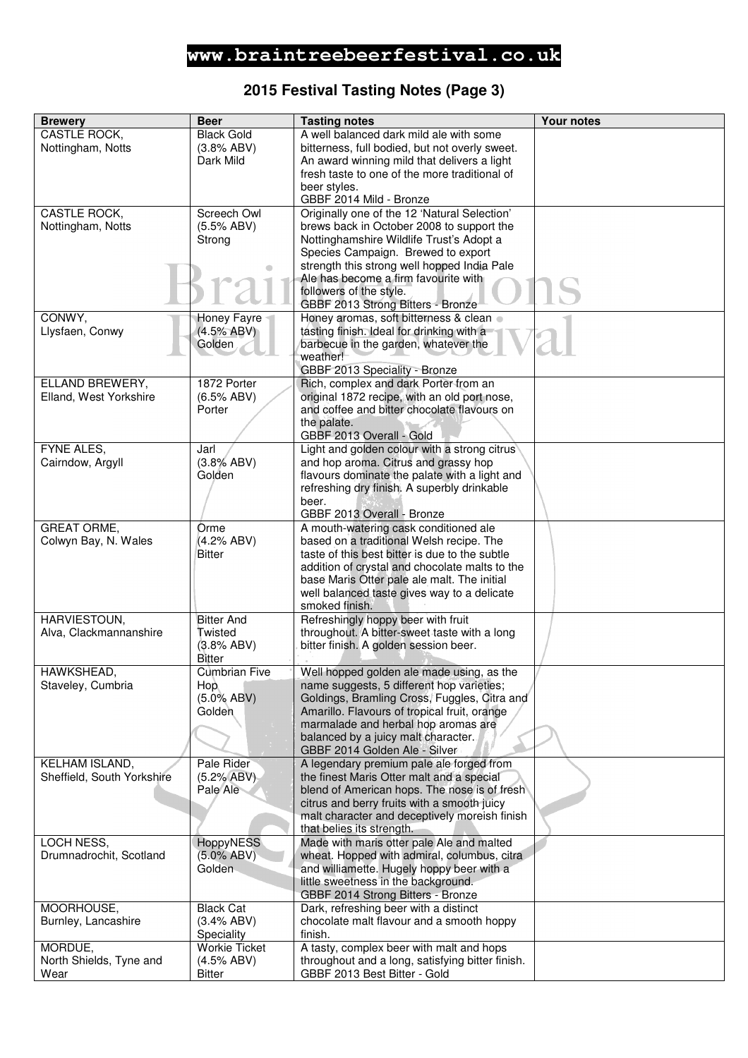**www.braintreebeerfestival.co.uk**

## 2015 Festival Tasting Notes (Page 3)

| Brewery | Beer | Tasting notes | Your notes |
|---|---|---|---|
| CASTLE ROCK, Nottingham, Notts | Black Gold (3.8% ABV) Dark Mild | A well balanced dark mild ale with some bitterness, full bodied, but not overly sweet. An award winning mild that delivers a light fresh taste to one of the more traditional of beer styles. GBBF 2014 Mild - Bronze | |
| CASTLE ROCK, Nottingham, Notts | Screech Owl (5.5% ABV) Strong | Originally one of the 12 'Natural Selection' brews back in October 2008 to support the Nottinghamshire Wildlife Trust's Adopt a Species Campaign. Brewed to export strength this strong well hopped India Pale Ale has become a firm favourite with followers of the style. GBBF 2013 Strong Bitters - Bronze | |
| CONWY, Llysfaen, Conwy | Honey Fayre (4.5% ABV) Golden | Honey aromas, soft bitterness & clean tasting finish. Ideal for drinking with a barbecue in the garden, whatever the weather! GBBF 2013 Speciality - Bronze | |
| ELLAND BREWERY, Elland, West Yorkshire | 1872 Porter (6.5% ABV) Porter | Rich, complex and dark Porter from an original 1872 recipe, with an old port nose, and coffee and bitter chocolate flavours on the palate. GBBF 2013 Overall - Gold | |
| FYNE ALES, Cairndow, Argyll | Jarl (3.8% ABV) Golden | Light and golden colour with a strong citrus and hop aroma. Citrus and grassy hop flavours dominate the palate with a light and refreshing dry finish. A superbly drinkable beer. GBBF 2013 Overall - Bronze | |
| GREAT ORME, Colwyn Bay, N. Wales | Orme (4.2% ABV) Bitter | A mouth-watering cask conditioned ale based on a traditional Welsh recipe. The taste of this best bitter is due to the subtle addition of crystal and chocolate malts to the base Maris Otter pale ale malt. The initial well balanced taste gives way to a delicate smoked finish. | |
| HARVIESTOUN, Alva, Clackmannanshire | Bitter And Twisted (3.8% ABV) Bitter | Refreshingly hoppy beer with fruit throughout. A bitter-sweet taste with a long bitter finish. A golden session beer. | |
| HAWKSHEAD, Staveley, Cumbria | Cumbrian Five Hop (5.0% ABV) Golden | Well hopped golden ale made using, as the name suggests, 5 different hop varieties; Goldings, Bramling Cross, Fuggles, Citra and Amarillo. Flavours of tropical fruit, orange marmalade and herbal hop aromas are balanced by a juicy malt character. GBBF 2014 Golden Ale - Silver | |
| KELHAM ISLAND, Sheffield, South Yorkshire | Pale Rider (5.2% ABV) Pale Ale | A legendary premium pale ale forged from the finest Maris Otter malt and a special blend of American hops. The nose is of fresh citrus and berry fruits with a smooth juicy malt character and deceptively moreish finish that belies its strength. | |
| LOCH NESS, Drumnadrochit, Scotland | HoppyNESS (5.0% ABV) Golden | Made with maris otter pale Ale and malted wheat. Hopped with admiral, columbus, citra and williamette. Hugely hoppy beer with a little sweetness in the background. GBBF 2014 Strong Bitters - Bronze | |
| MOORHOUSE, Burnley, Lancashire | Black Cat (3.4% ABV) Speciality | Dark, refreshing beer with a distinct chocolate malt flavour and a smooth hoppy finish. | |
| MORDUE, North Shields, Tyne and Wear | Workie Ticket (4.5% ABV) Bitter | A tasty, complex beer with malt and hops throughout and a long, satisfying bitter finish. GBBF 2013 Best Bitter - Gold | |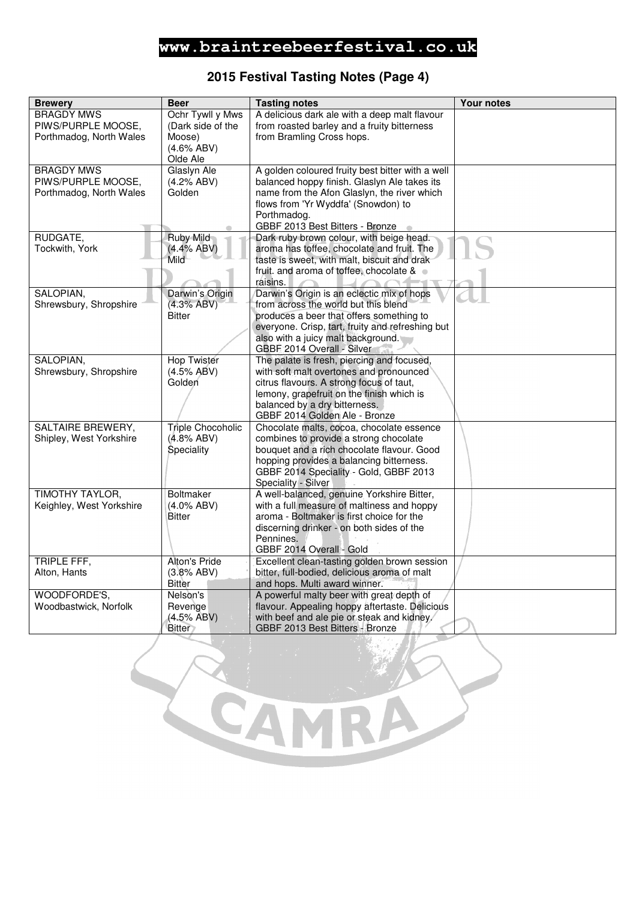**www.braintreebeerfestival.co.uk**

## 2015 Festival Tasting Notes (Page 4)

| Brewery | Beer | Tasting notes | Your notes |
|---|---|---|---|
| BRAGDY MWS PIWS/PURPLE MOOSE, Porthmadog, North Wales | Ochr Tywll y Mws (Dark side of the Moose) (4.6% ABV) Olde Ale | A delicious dark ale with a deep malt flavour from roasted barley and a fruity bitterness from Bramling Cross hops. | |
| BRAGDY MWS PIWS/PURPLE MOOSE, Porthmadog, North Wales | Glaslyn Ale (4.2% ABV) Golden | A golden coloured fruity best bitter with a well balanced hoppy finish. Glaslyn Ale takes its name from the Afon Glaslyn, the river which flows from 'Yr Wyddfa' (Snowdon) to Porthmadog. GBBF 2013 Best Bitters - Bronze | |
| RUDGATE, Tockwith, York | Ruby Mild (4.4% ABV) Mild | Dark ruby brown colour, with beige head. aroma has toffee, chocolate and fruit. The taste is sweet, with malt, biscuit and drak fruit. and aroma of toffee, chocolate & raisins. | |
| SALOPIAN, Shrewsbury, Shropshire | Darwin's Origin (4.3% ABV) Bitter | Darwin's Origin is an eclectic mix of hops from across the world but this blend produces a beer that offers something to everyone. Crisp, tart, fruity and refreshing but also with a juicy malt background. GBBF 2014 Overall - Silver | |
| SALOPIAN, Shrewsbury, Shropshire | Hop Twister (4.5% ABV) Golden | The palate is fresh, piercing and focused, with soft malt overtones and pronounced citrus flavours. A strong focus of taut, lemony, grapefruit on the finish which is balanced by a dry bitterness. GBBF 2014 Golden Ale - Bronze | |
| SALTAIRE BREWERY, Shipley, West Yorkshire | Triple Chocoholic (4.8% ABV) Speciality | Chocolate malts, cocoa, chocolate essence combines to provide a strong chocolate bouquet and a rich chocolate flavour. Good hopping provides a balancing bitterness. GBBF 2014 Speciality - Gold, GBBF 2013 Speciality - Silver | |
| TIMOTHY TAYLOR, Keighley, West Yorkshire | Boltmaker (4.0% ABV) Bitter | A well-balanced, genuine Yorkshire Bitter, with a full measure of maltiness and hoppy aroma - Boltmaker is first choice for the discerning drinker - on both sides of the Pennines. GBBF 2014 Overall - Gold | |
| TRIPLE FFF, Alton, Hants | Alton's Pride (3.8% ABV) Bitter | Excellent clean-tasting golden brown session bitter, full-bodied, delicious aroma of malt and hops. Multi award winner. | |
| WOODFORDE'S, Woodbastwick, Norfolk | Nelson's Revenge (4.5% ABV) Bitter | A powerful malty beer with great depth of flavour. Appealing hoppy aftertaste. Delicious with beef and ale pie or steak and kidney. GBBF 2013 Best Bitters - Bronze | |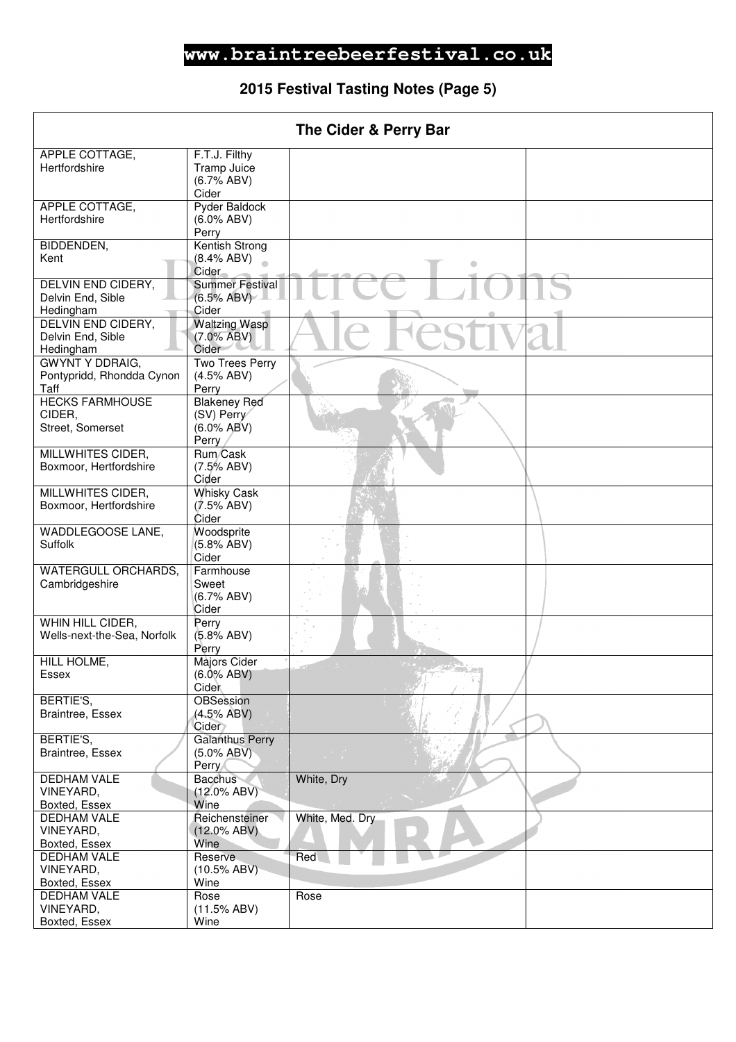**www.braintreebeerfestival.co.uk**

## 2015 Festival Tasting Notes (Page 5)

| The Cider & Perry Bar | | | |
|---|---|---|---|
| APPLE COTTAGE, Hertfordshire | F.T.J. Filthy Tramp Juice (6.7% ABV) Cider | | |
| APPLE COTTAGE, Hertfordshire | Pyder Baldock (6.0% ABV) Perry | | |
| BIDDENDEN, Kent | Kentish Strong (8.4% ABV) Cider | | |
| DELVIN END CIDERY, Delvin End, Sible Hedingham | Summer Festival (6.5% ABV) Cider | | |
| DELVIN END CIDERY, Delvin End, Sible Hedingham | Waltzing Wasp (7.0% ABV) Cider | | |
| GWYNT Y DDRAIG, Pontypridd, Rhondda Cynon Taff | Two Trees Perry (4.5% ABV) Perry | | |
| HECKS FARMHOUSE CIDER, Street, Somerset | Blakeney Red (SV) Perry (6.0% ABV) Perry | | |
| MILLWHITES CIDER, Boxmoor, Hertfordshire | Rum Cask (7.5% ABV) Cider | | |
| MILLWHITES CIDER, Boxmoor, Hertfordshire | Whisky Cask (7.5% ABV) Cider | | |
| WADDLEGOOSE LANE, Suffolk | Woodsprite (5.8% ABV) Cider | | |
| WATERGULL ORCHARDS, Cambridgeshire | Farmhouse Sweet (6.7% ABV) Cider | | |
| WHIN HILL CIDER, Wells-next-the-Sea, Norfolk | Perry (5.8% ABV) Perry | | |
| HILL HOLME, Essex | Majors Cider (6.0% ABV) Cider | | |
| BERTIE'S, Braintree, Essex | OBSession (4.5% ABV) Cider | | |
| BERTIE'S, Braintree, Essex | Galanthus Perry (5.0% ABV) Perry | | |
| DEDHAM VALE VINEYARD, Boxted, Essex | Bacchus (12.0% ABV) Wine | White, Dry | |
| DEDHAM VALE VINEYARD, Boxted, Essex | Reichensteiner (12.0% ABV) Wine | White, Med. Dry | |
| DEDHAM VALE VINEYARD, Boxted, Essex | Reserve (10.5% ABV) Wine | Red | |
| DEDHAM VALE VINEYARD, Boxted, Essex | Rose (11.5% ABV) Wine | Rose | |